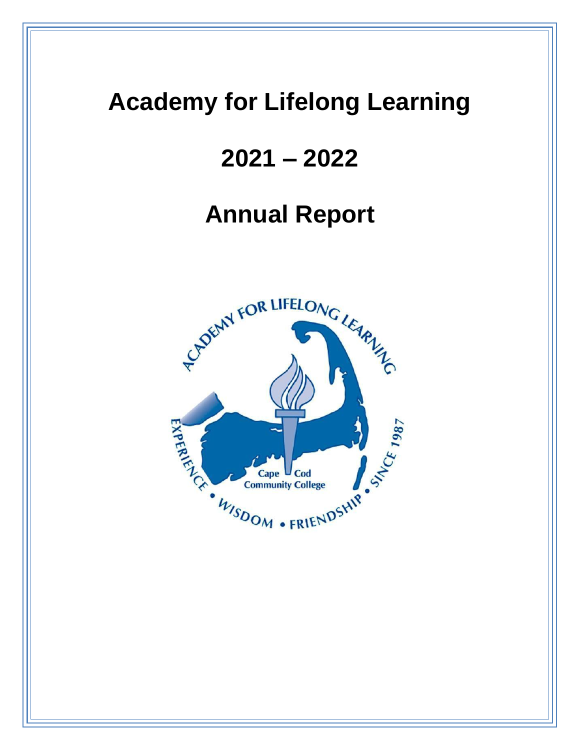# Academy for Lifelong Learning

# 2021 – 2022

# Annual Report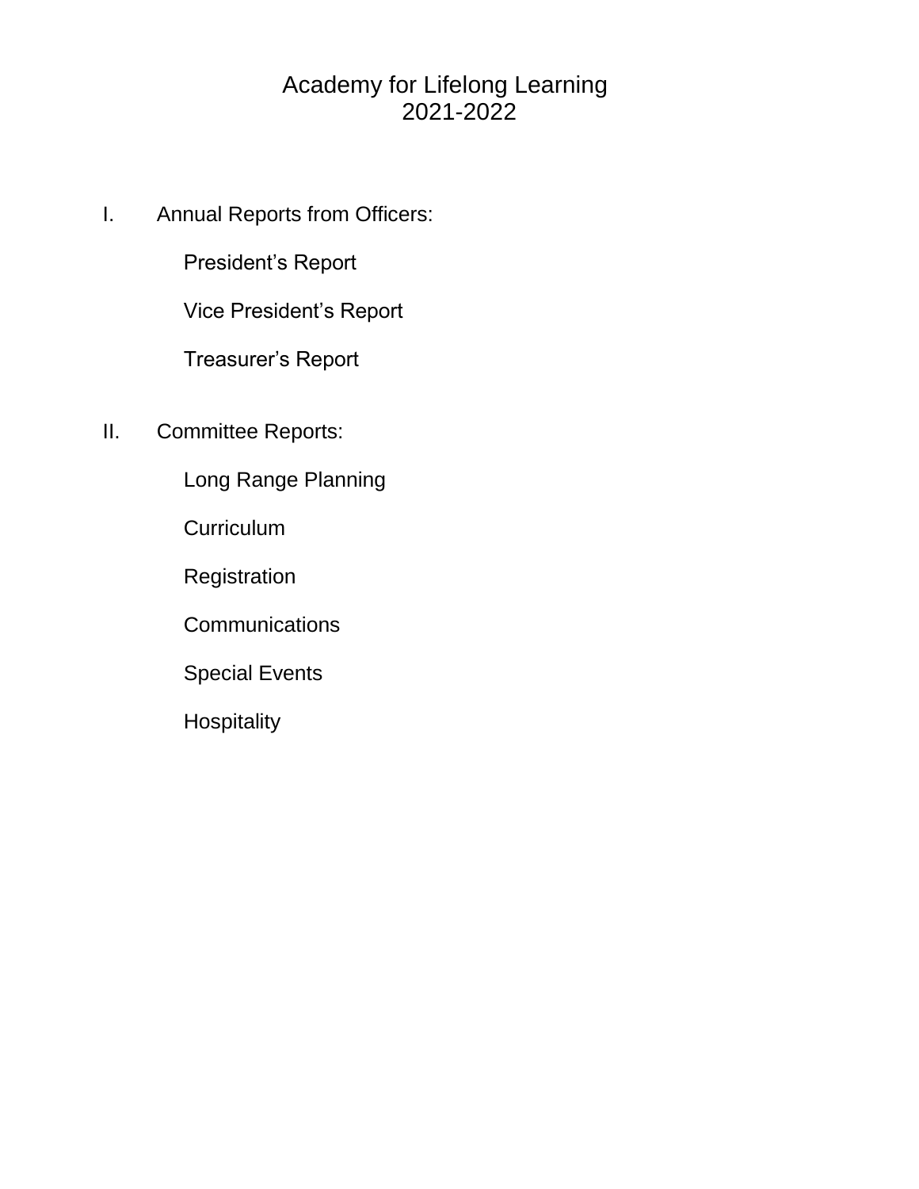# Academy for Lifelong Learning
# 2021-2022

I. Annual Reports from Officers:

- President's Report
- Vice President's Report
- Treasurer's Report

II. Committee Reports:

- Long Range Planning
- Curriculum
- Registration
- Communications
- Special Events
- Hospitality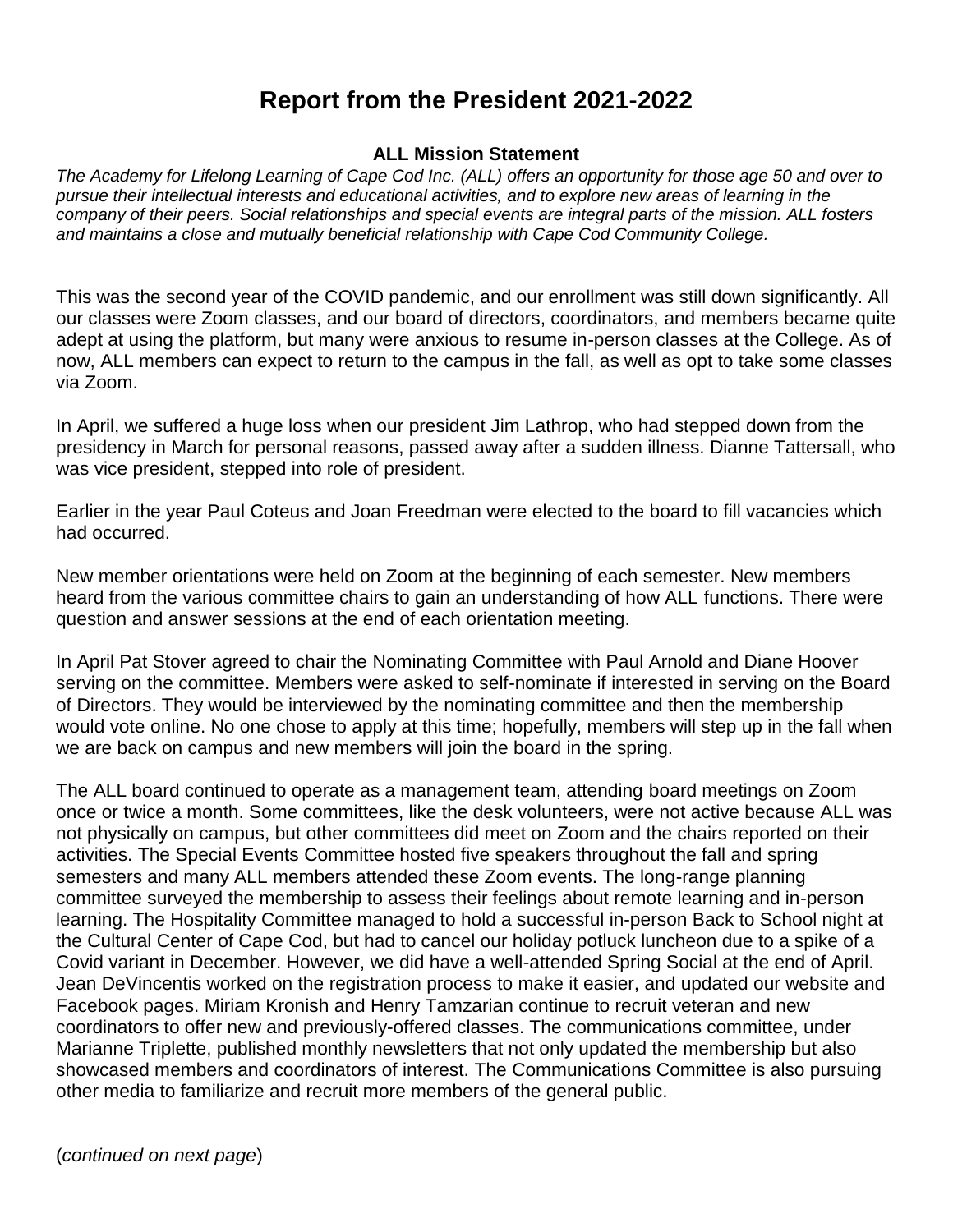# Report from the President 2021-2022

**ALL Mission Statement**

*The Academy for Lifelong Learning of Cape Cod Inc. (ALL) offers an opportunity for those age 50 and over to pursue their intellectual interests and educational activities, and to explore new areas of learning in the company of their peers. Social relationships and special events are integral parts of the mission. ALL fosters and maintains a close and mutually beneficial relationship with Cape Cod Community College.*

This was the second year of the COVID pandemic, and our enrollment was still down significantly. All our classes were Zoom classes, and our board of directors, coordinators, and members became quite adept at using the platform, but many were anxious to resume in-person classes at the College. As of now, ALL members can expect to return to the campus in the fall, as well as opt to take some classes via Zoom.

In April, we suffered a huge loss when our president Jim Lathrop, who had stepped down from the presidency in March for personal reasons, passed away after a sudden illness. Dianne Tattersall, who was vice president, stepped into role of president.

Earlier in the year Paul Coteus and Joan Freedman were elected to the board to fill vacancies which had occurred.

New member orientations were held on Zoom at the beginning of each semester. New members heard from the various committee chairs to gain an understanding of how ALL functions. There were question and answer sessions at the end of each orientation meeting.

In April Pat Stover agreed to chair the Nominating Committee with Paul Arnold and Diane Hoover serving on the committee. Members were asked to self-nominate if interested in serving on the Board of Directors. They would be interviewed by the nominating committee and then the membership would vote online. No one chose to apply at this time; hopefully, members will step up in the fall when we are back on campus and new members will join the board in the spring.

The ALL board continued to operate as a management team, attending board meetings on Zoom once or twice a month. Some committees, like the desk volunteers, were not active because ALL was not physically on campus, but other committees did meet on Zoom and the chairs reported on their activities. The Special Events Committee hosted five speakers throughout the fall and spring semesters and many ALL members attended these Zoom events. The long-range planning committee surveyed the membership to assess their feelings about remote learning and in-person learning. The Hospitality Committee managed to hold a successful in-person Back to School night at the Cultural Center of Cape Cod, but had to cancel our holiday potluck luncheon due to a spike of a Covid variant in December. However, we did have a well-attended Spring Social at the end of April. Jean DeVincentis worked on the registration process to make it easier, and updated our website and Facebook pages. Miriam Kronish and Henry Tamzarian continue to recruit veteran and new coordinators to offer new and previously-offered classes. The communications committee, under Marianne Triplette, published monthly newsletters that not only updated the membership but also showcased members and coordinators of interest. The Communications Committee is also pursuing other media to familiarize and recruit more members of the general public.

(*continued on next page*)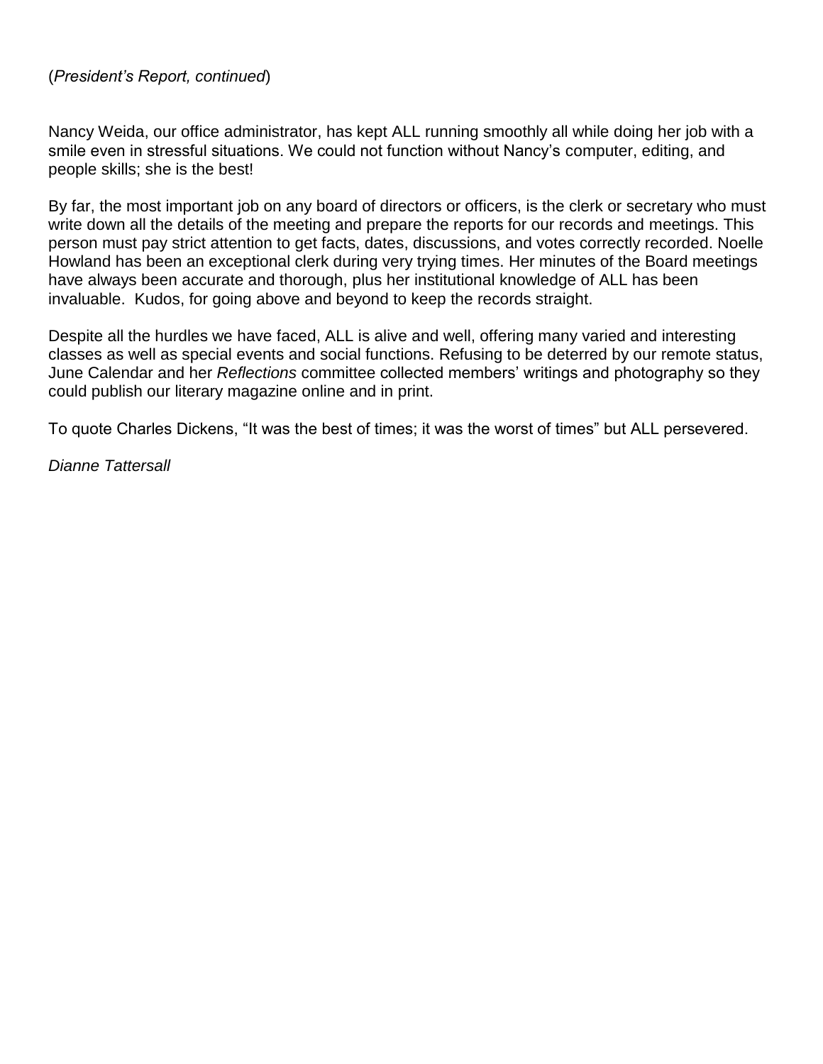(*President's Report, continued*)

Nancy Weida, our office administrator, has kept ALL running smoothly all while doing her job with a smile even in stressful situations. We could not function without Nancy's computer, editing, and people skills; she is the best!

By far, the most important job on any board of directors or officers, is the clerk or secretary who must write down all the details of the meeting and prepare the reports for our records and meetings. This person must pay strict attention to get facts, dates, discussions, and votes correctly recorded. Noelle Howland has been an exceptional clerk during very trying times. Her minutes of the Board meetings have always been accurate and thorough, plus her institutional knowledge of ALL has been invaluable.  Kudos, for going above and beyond to keep the records straight.

Despite all the hurdles we have faced, ALL is alive and well, offering many varied and interesting classes as well as special events and social functions. Refusing to be deterred by our remote status, June Calendar and her *Reflections* committee collected members' writings and photography so they could publish our literary magazine online and in print.

To quote Charles Dickens, "It was the best of times; it was the worst of times" but ALL persevered.

*Dianne Tattersall*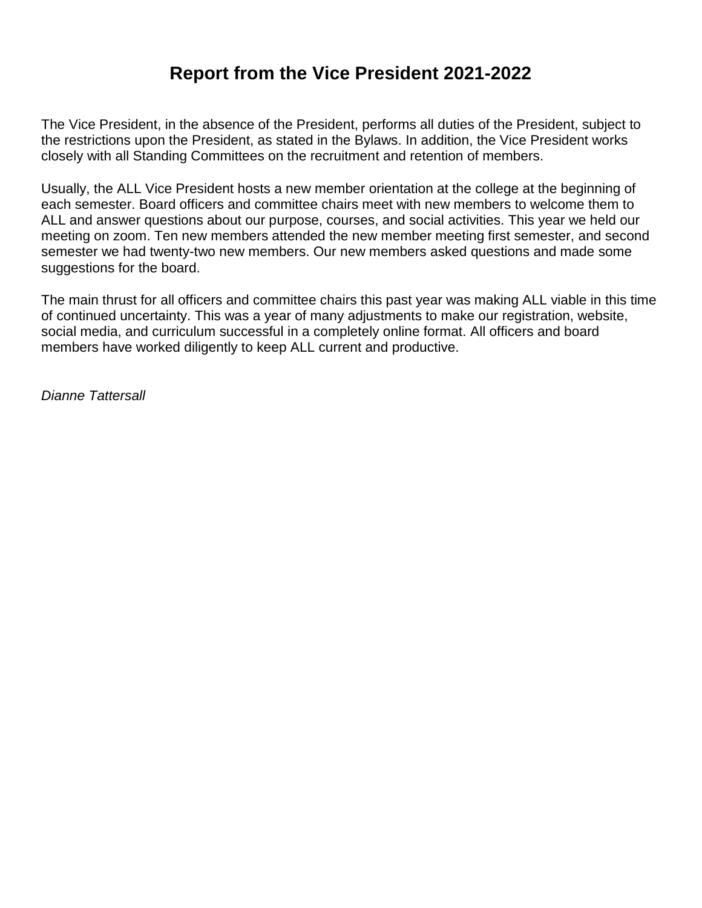# Report from the Vice President 2021-2022

The Vice President, in the absence of the President, performs all duties of the President, subject to the restrictions upon the President, as stated in the Bylaws. In addition, the Vice President works closely with all Standing Committees on the recruitment and retention of members.

Usually, the ALL Vice President hosts a new member orientation at the college at the beginning of each semester. Board officers and committee chairs meet with new members to welcome them to ALL and answer questions about our purpose, courses, and social activities. This year we held our meeting on zoom. Ten new members attended the new member meeting first semester, and second semester we had twenty-two new members. Our new members asked questions and made some suggestions for the board.

The main thrust for all officers and committee chairs this past year was making ALL viable in this time of continued uncertainty. This was a year of many adjustments to make our registration, website, social media, and curriculum successful in a completely online format. All officers and board members have worked diligently to keep ALL current and productive.

*Dianne Tattersall*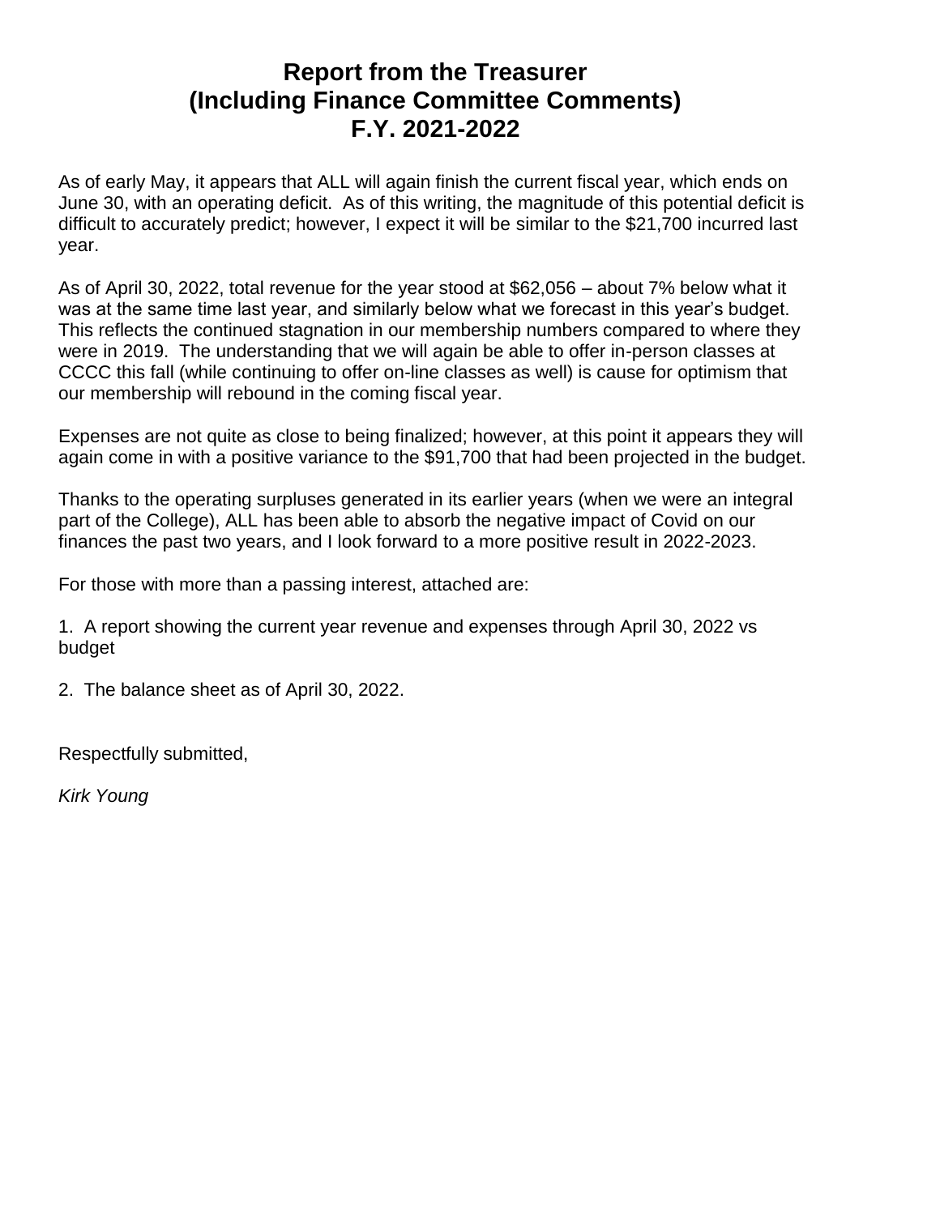# Report from the Treasurer (Including Finance Committee Comments) F.Y. 2021-2022

As of early May, it appears that ALL will again finish the current fiscal year, which ends on June 30, with an operating deficit. As of this writing, the magnitude of this potential deficit is difficult to accurately predict; however, I expect it will be similar to the $21,700 incurred last year.

As of April 30, 2022, total revenue for the year stood at $62,056 – about 7% below what it was at the same time last year, and similarly below what we forecast in this year's budget. This reflects the continued stagnation in our membership numbers compared to where they were in 2019. The understanding that we will again be able to offer in-person classes at CCCC this fall (while continuing to offer on-line classes as well) is cause for optimism that our membership will rebound in the coming fiscal year.

Expenses are not quite as close to being finalized; however, at this point it appears they will again come in with a positive variance to the $91,700 that had been projected in the budget.

Thanks to the operating surpluses generated in its earlier years (when we were an integral part of the College), ALL has been able to absorb the negative impact of Covid on our finances the past two years, and I look forward to a more positive result in 2022-2023.

For those with more than a passing interest, attached are:

1. A report showing the current year revenue and expenses through April 30, 2022 vs budget

2. The balance sheet as of April 30, 2022.

Respectfully submitted,

*Kirk Young*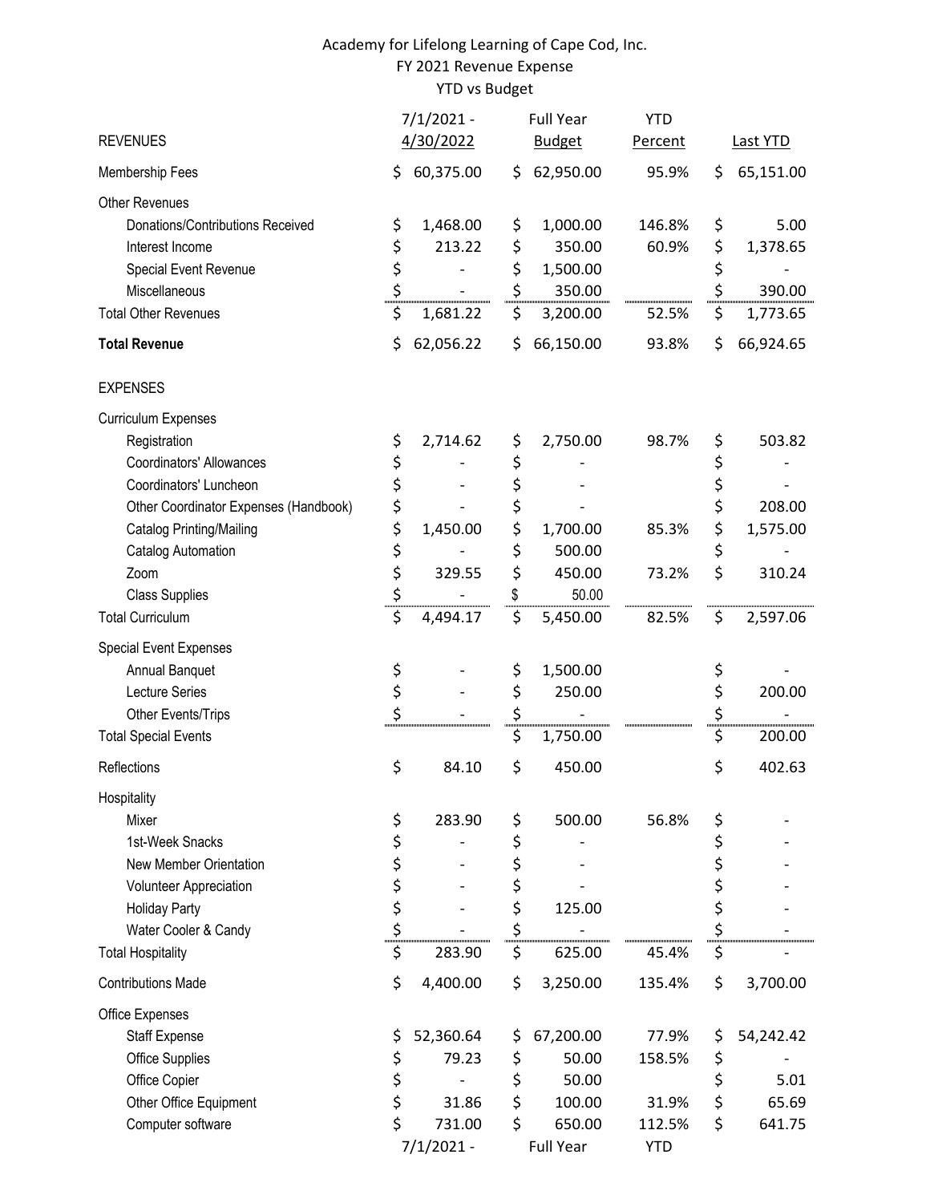Academy for Lifelong Learning of Cape Cod, Inc.
FY 2021 Revenue Expense
YTD vs Budget

| REVENUES | 7/1/2021 - 4/30/2022 | Full Year Budget | YTD Percent | Last YTD |
|---|---|---|---|---|
| Membership Fees | $ 60,375.00 | $ 62,950.00 | 95.9% | $ 65,151.00 |
| Other Revenues | | | | |
| Donations/Contributions Received | $ 1,468.00 | $ 1,000.00 | 146.8% | $ 5.00 |
| Interest Income | $ 213.22 | $ 350.00 | 60.9% | $ 1,378.65 |
| Special Event Revenue | $ - | $ 1,500.00 | | $ - |
| Miscellaneous | $ - | $ 350.00 | | $ 390.00 |
| Total Other Revenues | $ 1,681.22 | $ 3,200.00 | 52.5% | $ 1,773.65 |
| **Total Revenue** | $ 62,056.22 | $ 66,150.00 | 93.8% | $ 66,924.65 |
| EXPENSES | | | | |
| Curriculum Expenses | | | | |
| Registration | $ 2,714.62 | $ 2,750.00 | 98.7% | $ 503.82 |
| Coordinators' Allowances | $ - | $ - | | $ - |
| Coordinators' Luncheon | $ - | $ - | | $ - |
| Other Coordinator Expenses (Handbook) | $ - | $ - | | $ 208.00 |
| Catalog Printing/Mailing | $ 1,450.00 | $ 1,700.00 | 85.3% | $ 1,575.00 |
| Catalog Automation | $ - | $ 500.00 | | $ - |
| Zoom | $ 329.55 | $ 450.00 | 73.2% | $ 310.24 |
| Class Supplies | $ - | $ 50.00 | | |
| Total Curriculum | $ 4,494.17 | $ 5,450.00 | 82.5% | $ 2,597.06 |
| Special Event Expenses | | | | |
| Annual Banquet | $ - | $ 1,500.00 | | $ - |
| Lecture Series | $ - | $ 250.00 | | $ 200.00 |
| Other Events/Trips | $ - | $ - | | $ - |
| Total Special Events | | $ 1,750.00 | | $ 200.00 |
| Reflections | $ 84.10 | $ 450.00 | | $ 402.63 |
| Hospitality | | | | |
| Mixer | $ 283.90 | $ 500.00 | 56.8% | $ - |
| 1st-Week Snacks | $ - | $ - | | $ - |
| New Member Orientation | $ - | $ - | | $ - |
| Volunteer Appreciation | $ - | $ - | | $ - |
| Holiday Party | $ - | $ 125.00 | | $ - |
| Water Cooler & Candy | $ - | $ - | | $ - |
| Total Hospitality | $ 283.90 | $ 625.00 | 45.4% | $ - |
| Contributions Made | $ 4,400.00 | $ 3,250.00 | 135.4% | $ 3,700.00 |
| Office Expenses | | | | |
| Staff Expense | $ 52,360.64 | $ 67,200.00 | 77.9% | $ 54,242.42 |
| Office Supplies | $ 79.23 | $ 50.00 | 158.5% | $ - |
| Office Copier | $ - | $ 50.00 | | $ 5.01 |
| Other Office Equipment | $ 31.86 | $ 100.00 | 31.9% | $ 65.69 |
| Computer software | $ 731.00 | $ 650.00 | 112.5% | $ 641.75 |

7/1/2021 - Full Year YTD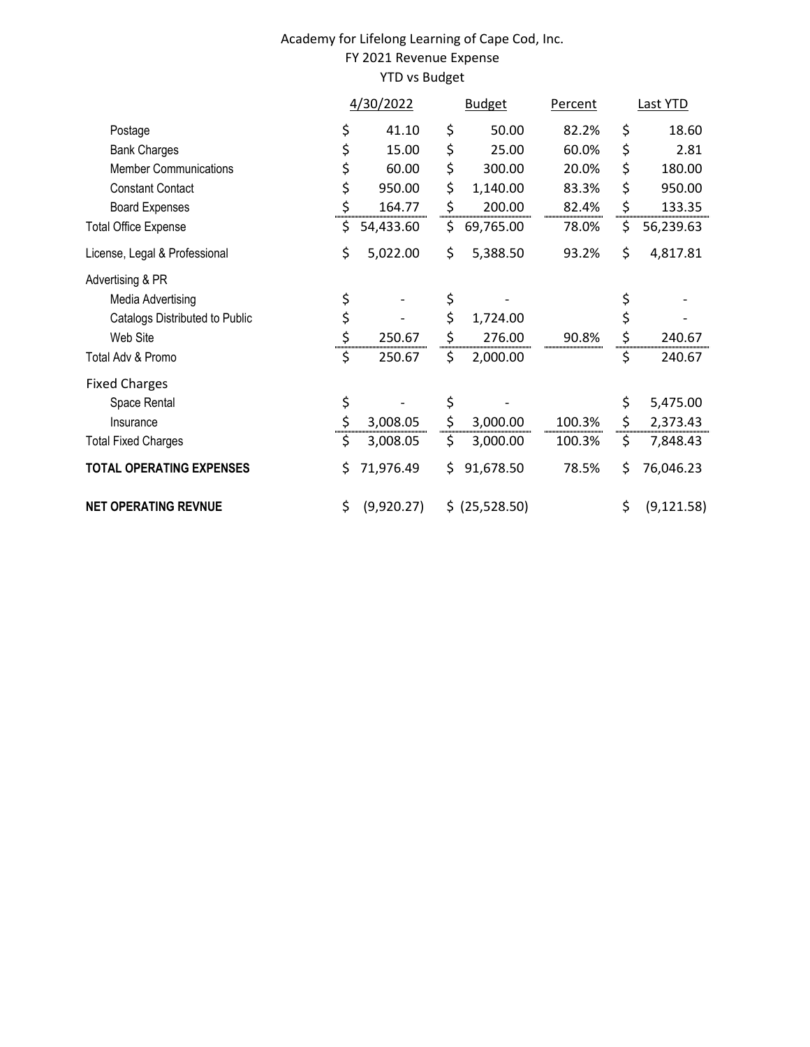Academy for Lifelong Learning of Cape Cod, Inc.
FY 2021 Revenue Expense
YTD vs Budget

| | 4/30/2022 | Budget | Percent | Last YTD |
|---|---|---|---|---|
| Postage | $ 41.10 | $ 50.00 | 82.2% | $ 18.60 |
| Bank Charges | $ 15.00 | $ 25.00 | 60.0% | $ 2.81 |
| Member Communications | $ 60.00 | $ 300.00 | 20.0% | $ 180.00 |
| Constant Contact | $ 950.00 | $ 1,140.00 | 83.3% | $ 950.00 |
| Board Expenses | $ 164.77 | $ 200.00 | 82.4% | $ 133.35 |
| Total Office Expense | $ 54,433.60 | $ 69,765.00 | 78.0% | $ 56,239.63 |
| License, Legal & Professional | $ 5,022.00 | $ 5,388.50 | 93.2% | $ 4,817.81 |
| Advertising & PR | | | | |
| Media Advertising | $ - | $ - | | $ - |
| Catalogs Distributed to Public | $ - | $ 1,724.00 | | $ - |
| Web Site | $ 250.67 | $ 276.00 | 90.8% | $ 240.67 |
| Total Adv & Promo | $ 250.67 | $ 2,000.00 | | $ 240.67 |
| Fixed Charges | | | | |
| Space Rental | $ - | $ - | | $ 5,475.00 |
| Insurance | $ 3,008.05 | $ 3,000.00 | 100.3% | $ 2,373.43 |
| Total Fixed Charges | $ 3,008.05 | $ 3,000.00 | 100.3% | $ 7,848.43 |
| **TOTAL OPERATING EXPENSES** | $ 71,976.49 | $ 91,678.50 | 78.5% | $ 76,046.23 |
| **NET OPERATING REVNUE** | $ (9,920.27) | $ (25,528.50) | | $ (9,121.58) |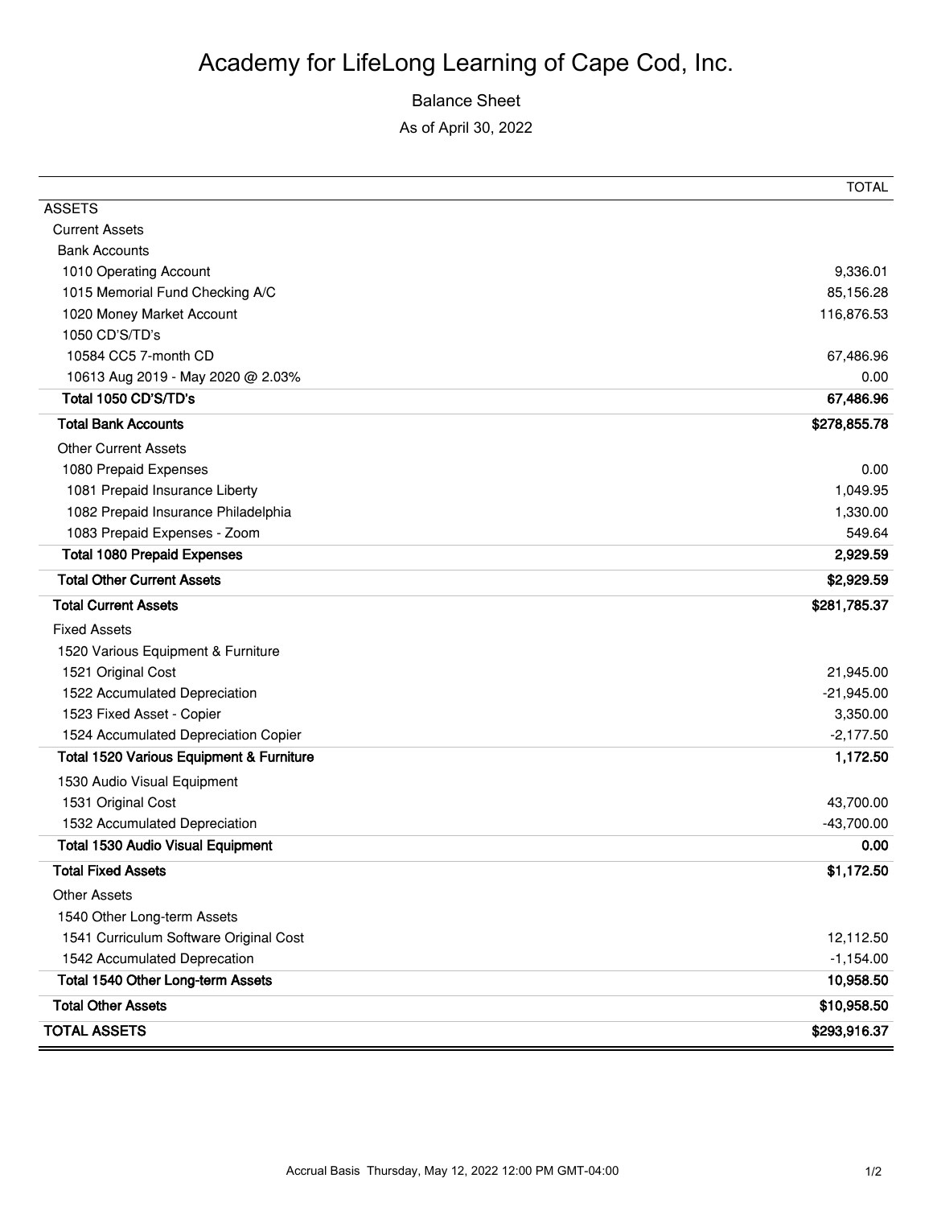# Academy for LifeLong Learning of Cape Cod, Inc.

Balance Sheet

As of April 30, 2022

| | TOTAL |
|---|---|
| ASSETS | |
| Current Assets | |
| Bank Accounts | |
| 1010 Operating Account | 9,336.01 |
| 1015 Memorial Fund Checking A/C | 85,156.28 |
| 1020 Money Market Account | 116,876.53 |
| 1050 CD'S/TD's | |
| 10584 CC5 7-month CD | 67,486.96 |
| 10613 Aug 2019 - May 2020 @ 2.03% | 0.00 |
| **Total 1050 CD'S/TD's** | **67,486.96** |
| **Total Bank Accounts** | **$278,855.78** |
| Other Current Assets | |
| 1080 Prepaid Expenses | 0.00 |
| 1081 Prepaid Insurance Liberty | 1,049.95 |
| 1082 Prepaid Insurance Philadelphia | 1,330.00 |
| 1083 Prepaid Expenses - Zoom | 549.64 |
| **Total 1080 Prepaid Expenses** | **2,929.59** |
| **Total Other Current Assets** | **$2,929.59** |
| **Total Current Assets** | **$281,785.37** |
| Fixed Assets | |
| 1520 Various Equipment & Furniture | |
| 1521 Original Cost | 21,945.00 |
| 1522 Accumulated Depreciation | -21,945.00 |
| 1523 Fixed Asset - Copier | 3,350.00 |
| 1524 Accumulated Depreciation Copier | -2,177.50 |
| **Total 1520 Various Equipment & Furniture** | **1,172.50** |
| 1530 Audio Visual Equipment | |
| 1531 Original Cost | 43,700.00 |
| 1532 Accumulated Depreciation | -43,700.00 |
| **Total 1530 Audio Visual Equipment** | **0.00** |
| **Total Fixed Assets** | **$1,172.50** |
| Other Assets | |
| 1540 Other Long-term Assets | |
| 1541 Curriculum Software Original Cost | 12,112.50 |
| 1542 Accumulated Deprecation | -1,154.00 |
| **Total 1540 Other Long-term Assets** | **10,958.50** |
| **Total Other Assets** | **$10,958.50** |
| **TOTAL ASSETS** | **$293,916.37** |

Accrual Basis Thursday, May 12, 2022 12:00 PM GMT-04:00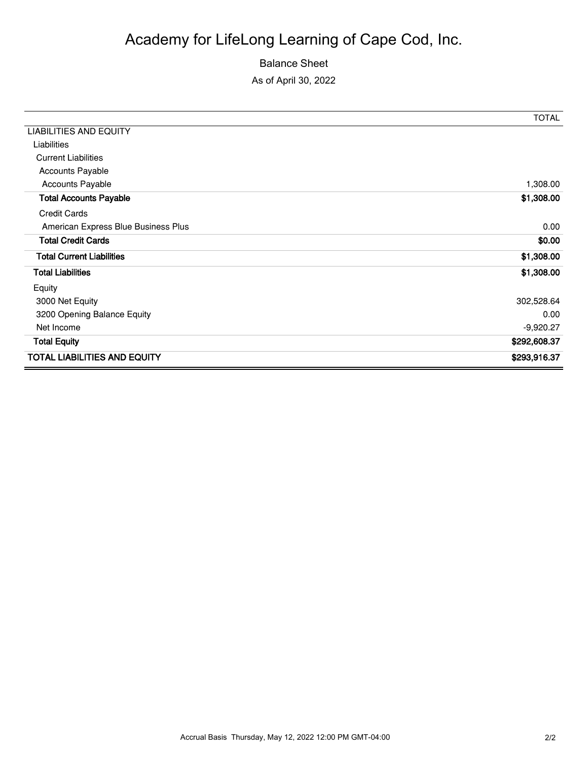# Academy for LifeLong Learning of Cape Cod, Inc.

Balance Sheet

As of April 30, 2022

| | TOTAL |
|---|---|
| LIABILITIES AND EQUITY | |
| Liabilities | |
| Current Liabilities | |
| Accounts Payable | |
| Accounts Payable | 1,308.00 |
| **Total Accounts Payable** | **$1,308.00** |
| Credit Cards | |
| American Express Blue Business Plus | 0.00 |
| **Total Credit Cards** | **$0.00** |
| **Total Current Liabilities** | **$1,308.00** |
| **Total Liabilities** | **$1,308.00** |
| Equity | |
| 3000 Net Equity | 302,528.64 |
| 3200 Opening Balance Equity | 0.00 |
| Net Income | -9,920.27 |
| **Total Equity** | **$292,608.37** |
| **TOTAL LIABILITIES AND EQUITY** | **$293,916.37** |

Accrual Basis Thursday, May 12, 2022 12:00 PM GMT-04:00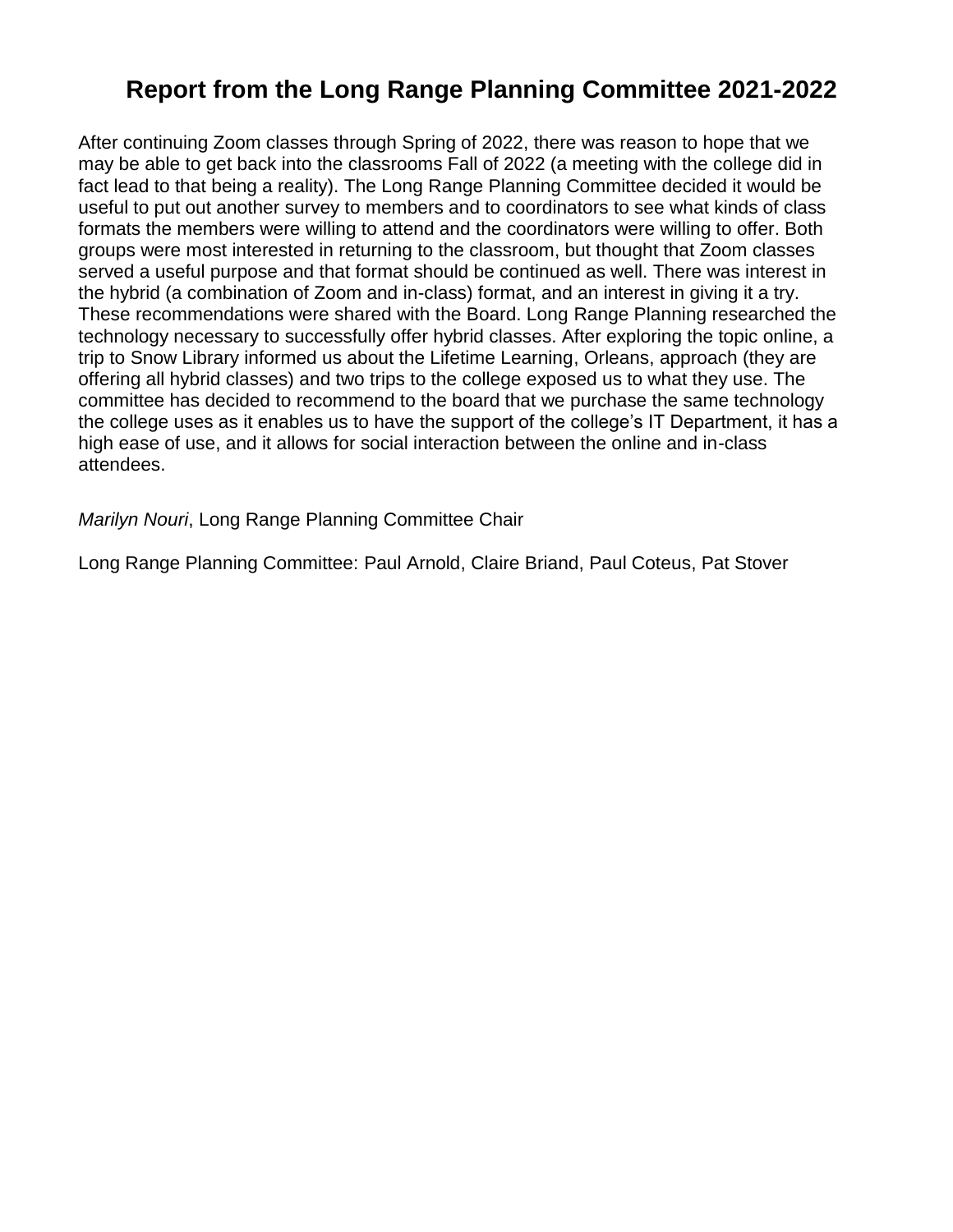# Report from the Long Range Planning Committee 2021-2022

After continuing Zoom classes through Spring of 2022, there was reason to hope that we may be able to get back into the classrooms Fall of 2022 (a meeting with the college did in fact lead to that being a reality). The Long Range Planning Committee decided it would be useful to put out another survey to members and to coordinators to see what kinds of class formats the members were willing to attend and the coordinators were willing to offer. Both groups were most interested in returning to the classroom, but thought that Zoom classes served a useful purpose and that format should be continued as well. There was interest in the hybrid (a combination of Zoom and in-class) format, and an interest in giving it a try. These recommendations were shared with the Board. Long Range Planning researched the technology necessary to successfully offer hybrid classes. After exploring the topic online, a trip to Snow Library informed us about the Lifetime Learning, Orleans, approach (they are offering all hybrid classes) and two trips to the college exposed us to what they use. The committee has decided to recommend to the board that we purchase the same technology the college uses as it enables us to have the support of the college's IT Department, it has a high ease of use, and it allows for social interaction between the online and in-class attendees.

*Marilyn Nouri*, Long Range Planning Committee Chair

Long Range Planning Committee: Paul Arnold, Claire Briand, Paul Coteus, Pat Stover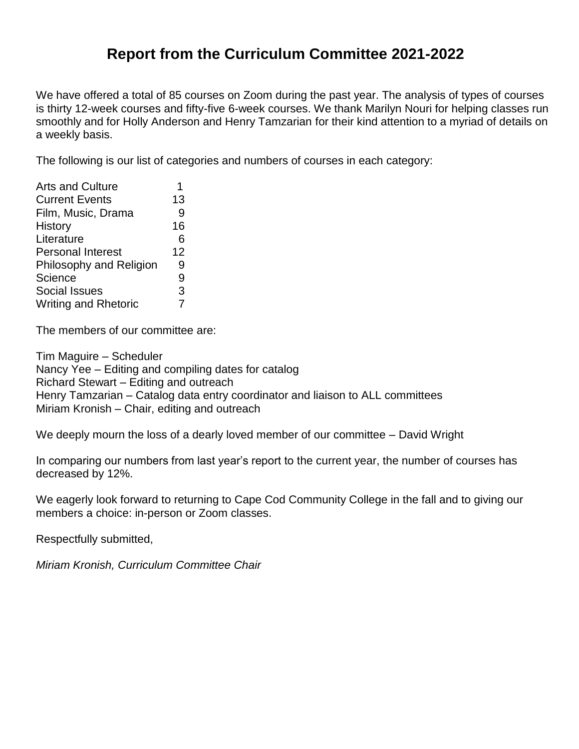# Report from the Curriculum Committee 2021-2022

We have offered a total of 85 courses on Zoom during the past year. The analysis of types of courses is thirty 12-week courses and fifty-five 6-week courses. We thank Marilyn Nouri for helping classes run smoothly and for Holly Anderson and Henry Tamzarian for their kind attention to a myriad of details on a weekly basis.

The following is our list of categories and numbers of courses in each category:

| Category | Number |
|---|---|
| Arts and Culture | 1 |
| Current Events | 13 |
| Film, Music, Drama | 9 |
| History | 16 |
| Literature | 6 |
| Personal Interest | 12 |
| Philosophy and Religion | 9 |
| Science | 9 |
| Social Issues | 3 |
| Writing and Rhetoric | 7 |

The members of our committee are:

Tim Maguire – Scheduler
Nancy Yee – Editing and compiling dates for catalog
Richard Stewart – Editing and outreach
Henry Tamzarian – Catalog data entry coordinator and liaison to ALL committees
Miriam Kronish – Chair, editing and outreach

We deeply mourn the loss of a dearly loved member of our committee – David Wright

In comparing our numbers from last year's report to the current year, the number of courses has decreased by 12%.

We eagerly look forward to returning to Cape Cod Community College in the fall and to giving our members a choice: in-person or Zoom classes.

Respectfully submitted,

*Miriam Kronish, Curriculum Committee Chair*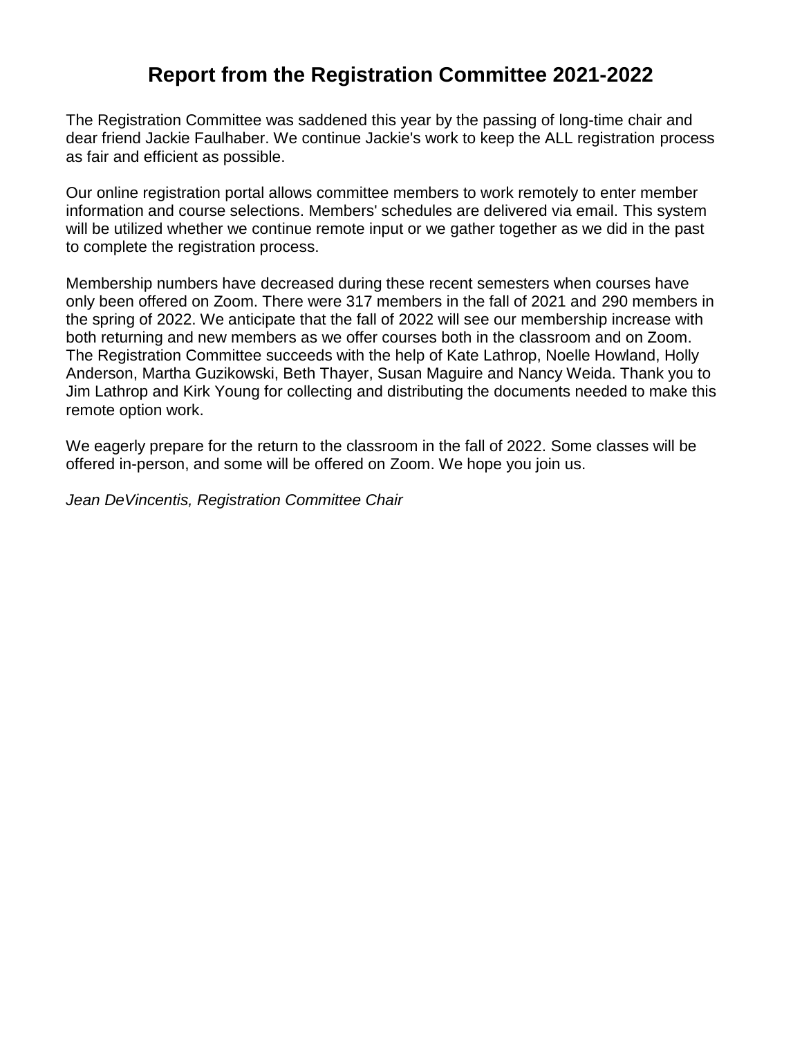# Report from the Registration Committee 2021-2022

The Registration Committee was saddened this year by the passing of long-time chair and dear friend Jackie Faulhaber. We continue Jackie's work to keep the ALL registration process as fair and efficient as possible.

Our online registration portal allows committee members to work remotely to enter member information and course selections. Members' schedules are delivered via email. This system will be utilized whether we continue remote input or we gather together as we did in the past to complete the registration process.

Membership numbers have decreased during these recent semesters when courses have only been offered on Zoom. There were 317 members in the fall of 2021 and 290 members in the spring of 2022. We anticipate that the fall of 2022 will see our membership increase with both returning and new members as we offer courses both in the classroom and on Zoom. The Registration Committee succeeds with the help of Kate Lathrop, Noelle Howland, Holly Anderson, Martha Guzikowski, Beth Thayer, Susan Maguire and Nancy Weida. Thank you to Jim Lathrop and Kirk Young for collecting and distributing the documents needed to make this remote option work.

We eagerly prepare for the return to the classroom in the fall of 2022. Some classes will be offered in-person, and some will be offered on Zoom. We hope you join us.

*Jean DeVincentis, Registration Committee Chair*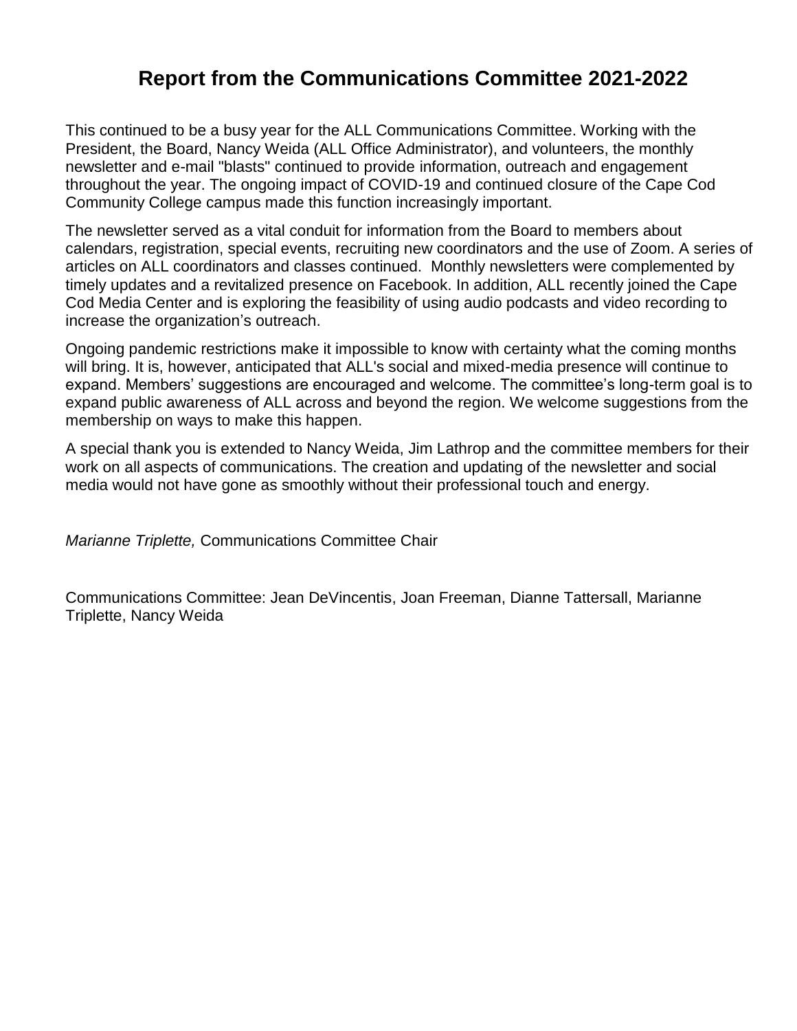# Report from the Communications Committee 2021-2022

This continued to be a busy year for the ALL Communications Committee. Working with the President, the Board, Nancy Weida (ALL Office Administrator), and volunteers, the monthly newsletter and e-mail "blasts" continued to provide information, outreach and engagement throughout the year. The ongoing impact of COVID-19 and continued closure of the Cape Cod Community College campus made this function increasingly important.

The newsletter served as a vital conduit for information from the Board to members about calendars, registration, special events, recruiting new coordinators and the use of Zoom. A series of articles on ALL coordinators and classes continued. Monthly newsletters were complemented by timely updates and a revitalized presence on Facebook. In addition, ALL recently joined the Cape Cod Media Center and is exploring the feasibility of using audio podcasts and video recording to increase the organization's outreach.

Ongoing pandemic restrictions make it impossible to know with certainty what the coming months will bring. It is, however, anticipated that ALL's social and mixed-media presence will continue to expand. Members' suggestions are encouraged and welcome. The committee's long-term goal is to expand public awareness of ALL across and beyond the region. We welcome suggestions from the membership on ways to make this happen.

A special thank you is extended to Nancy Weida, Jim Lathrop and the committee members for their work on all aspects of communications. The creation and updating of the newsletter and social media would not have gone as smoothly without their professional touch and energy.

*Marianne Triplette,* Communications Committee Chair

Communications Committee: Jean DeVincentis, Joan Freeman, Dianne Tattersall, Marianne Triplette, Nancy Weida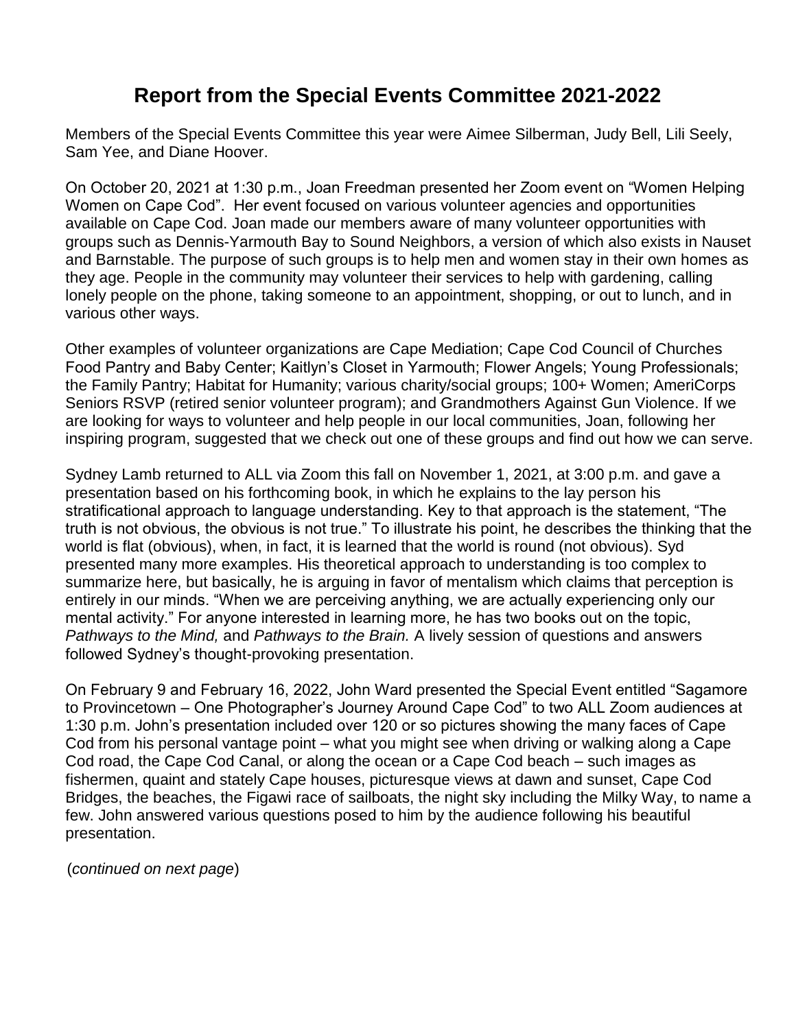# Report from the Special Events Committee 2021-2022

Members of the Special Events Committee this year were Aimee Silberman, Judy Bell, Lili Seely, Sam Yee, and Diane Hoover.

On October 20, 2021 at 1:30 p.m., Joan Freedman presented her Zoom event on "Women Helping Women on Cape Cod". Her event focused on various volunteer agencies and opportunities available on Cape Cod. Joan made our members aware of many volunteer opportunities with groups such as Dennis-Yarmouth Bay to Sound Neighbors, a version of which also exists in Nauset and Barnstable. The purpose of such groups is to help men and women stay in their own homes as they age. People in the community may volunteer their services to help with gardening, calling lonely people on the phone, taking someone to an appointment, shopping, or out to lunch, and in various other ways.

Other examples of volunteer organizations are Cape Mediation; Cape Cod Council of Churches Food Pantry and Baby Center; Kaitlyn's Closet in Yarmouth; Flower Angels; Young Professionals; the Family Pantry; Habitat for Humanity; various charity/social groups; 100+ Women; AmeriCorps Seniors RSVP (retired senior volunteer program); and Grandmothers Against Gun Violence. If we are looking for ways to volunteer and help people in our local communities, Joan, following her inspiring program, suggested that we check out one of these groups and find out how we can serve.

Sydney Lamb returned to ALL via Zoom this fall on November 1, 2021, at 3:00 p.m. and gave a presentation based on his forthcoming book, in which he explains to the lay person his stratificational approach to language understanding. Key to that approach is the statement, "The truth is not obvious, the obvious is not true." To illustrate his point, he describes the thinking that the world is flat (obvious), when, in fact, it is learned that the world is round (not obvious). Syd presented many more examples. His theoretical approach to understanding is too complex to summarize here, but basically, he is arguing in favor of mentalism which claims that perception is entirely in our minds. "When we are perceiving anything, we are actually experiencing only our mental activity." For anyone interested in learning more, he has two books out on the topic, *Pathways to the Mind,* and *Pathways to the Brain.* A lively session of questions and answers followed Sydney's thought-provoking presentation.

On February 9 and February 16, 2022, John Ward presented the Special Event entitled "Sagamore to Provincetown – One Photographer's Journey Around Cape Cod" to two ALL Zoom audiences at 1:30 p.m. John's presentation included over 120 or so pictures showing the many faces of Cape Cod from his personal vantage point – what you might see when driving or walking along a Cape Cod road, the Cape Cod Canal, or along the ocean or a Cape Cod beach – such images as fishermen, quaint and stately Cape houses, picturesque views at dawn and sunset, Cape Cod Bridges, the beaches, the Figawi race of sailboats, the night sky including the Milky Way, to name a few. John answered various questions posed to him by the audience following his beautiful presentation.

(*continued on next page*)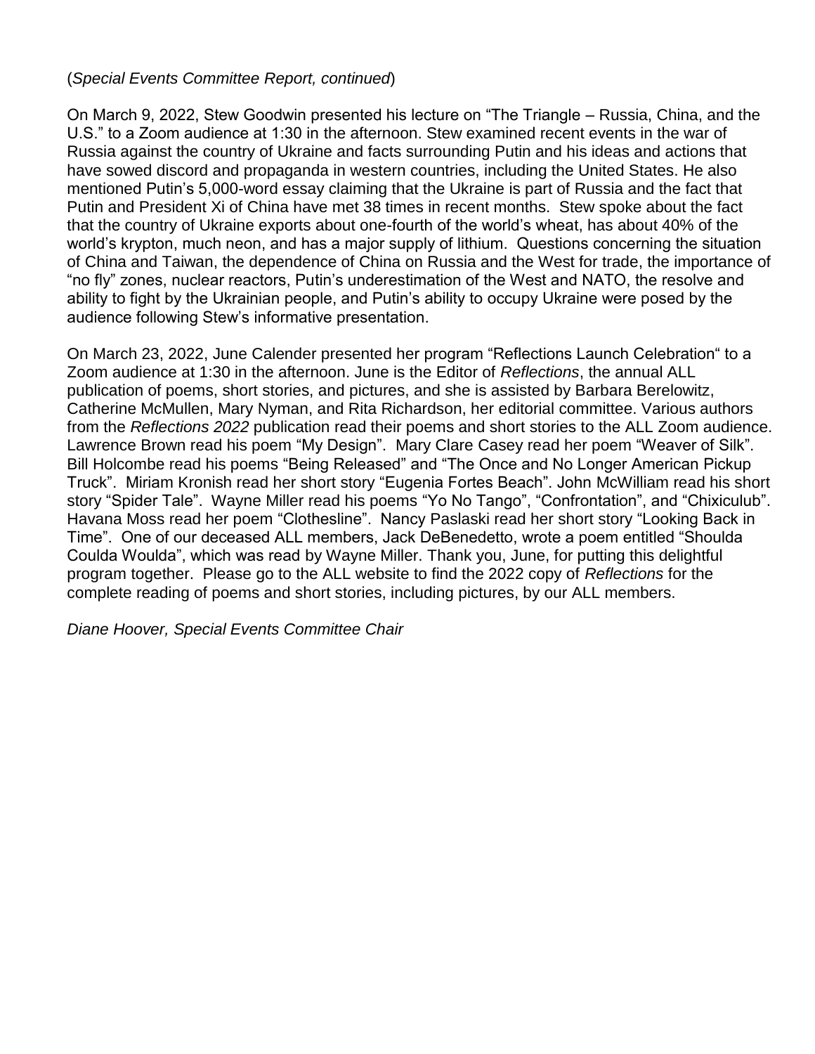(*Special Events Committee Report, continued*)

On March 9, 2022, Stew Goodwin presented his lecture on "The Triangle – Russia, China, and the U.S." to a Zoom audience at 1:30 in the afternoon. Stew examined recent events in the war of Russia against the country of Ukraine and facts surrounding Putin and his ideas and actions that have sowed discord and propaganda in western countries, including the United States. He also mentioned Putin's 5,000-word essay claiming that the Ukraine is part of Russia and the fact that Putin and President Xi of China have met 38 times in recent months. Stew spoke about the fact that the country of Ukraine exports about one-fourth of the world's wheat, has about 40% of the world's krypton, much neon, and has a major supply of lithium. Questions concerning the situation of China and Taiwan, the dependence of China on Russia and the West for trade, the importance of "no fly" zones, nuclear reactors, Putin's underestimation of the West and NATO, the resolve and ability to fight by the Ukrainian people, and Putin's ability to occupy Ukraine were posed by the audience following Stew's informative presentation.

On March 23, 2022, June Calender presented her program "Reflections Launch Celebration" to a Zoom audience at 1:30 in the afternoon. June is the Editor of *Reflections*, the annual ALL publication of poems, short stories, and pictures, and she is assisted by Barbara Berelowitz, Catherine McMullen, Mary Nyman, and Rita Richardson, her editorial committee. Various authors from the *Reflections 2022* publication read their poems and short stories to the ALL Zoom audience. Lawrence Brown read his poem "My Design". Mary Clare Casey read her poem "Weaver of Silk". Bill Holcombe read his poems "Being Released" and "The Once and No Longer American Pickup Truck". Miriam Kronish read her short story "Eugenia Fortes Beach". John McWilliam read his short story "Spider Tale". Wayne Miller read his poems "Yo No Tango", "Confrontation", and "Chixiculub". Havana Moss read her poem "Clothesline". Nancy Paslaski read her short story "Looking Back in Time". One of our deceased ALL members, Jack DeBenedetto, wrote a poem entitled "Shoulda Coulda Woulda", which was read by Wayne Miller. Thank you, June, for putting this delightful program together. Please go to the ALL website to find the 2022 copy of *Reflections* for the complete reading of poems and short stories, including pictures, by our ALL members.

*Diane Hoover, Special Events Committee Chair*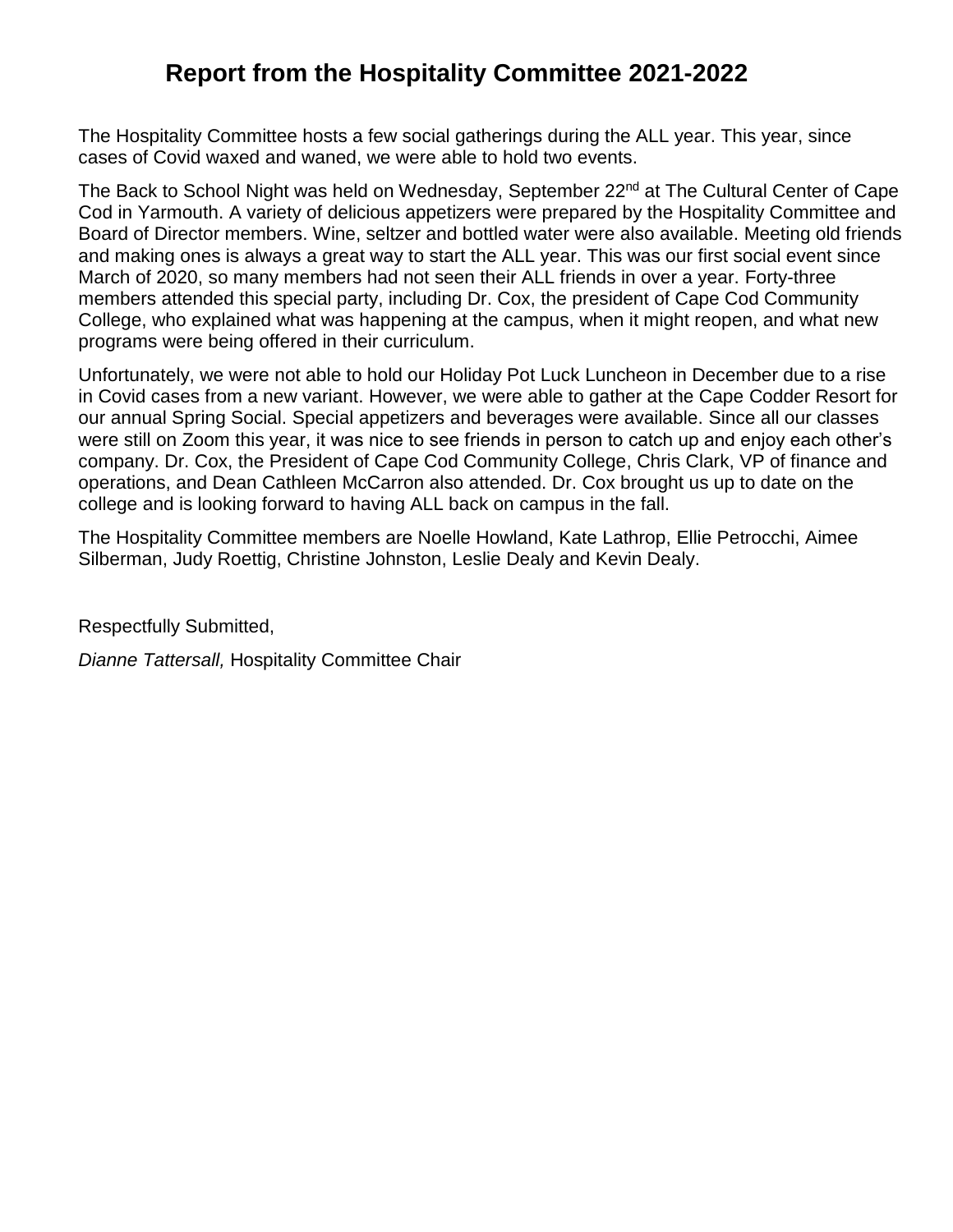# Report from the Hospitality Committee 2021-2022

The Hospitality Committee hosts a few social gatherings during the ALL year. This year, since cases of Covid waxed and waned, we were able to hold two events.

The Back to School Night was held on Wednesday, September 22nd at The Cultural Center of Cape Cod in Yarmouth. A variety of delicious appetizers were prepared by the Hospitality Committee and Board of Director members. Wine, seltzer and bottled water were also available. Meeting old friends and making ones is always a great way to start the ALL year. This was our first social event since March of 2020, so many members had not seen their ALL friends in over a year. Forty-three members attended this special party, including Dr. Cox, the president of Cape Cod Community College, who explained what was happening at the campus, when it might reopen, and what new programs were being offered in their curriculum.

Unfortunately, we were not able to hold our Holiday Pot Luck Luncheon in December due to a rise in Covid cases from a new variant. However, we were able to gather at the Cape Codder Resort for our annual Spring Social. Special appetizers and beverages were available. Since all our classes were still on Zoom this year, it was nice to see friends in person to catch up and enjoy each other's company. Dr. Cox, the President of Cape Cod Community College, Chris Clark, VP of finance and operations, and Dean Cathleen McCarron also attended. Dr. Cox brought us up to date on the college and is looking forward to having ALL back on campus in the fall.

The Hospitality Committee members are Noelle Howland, Kate Lathrop, Ellie Petrocchi, Aimee Silberman, Judy Roettig, Christine Johnston, Leslie Dealy and Kevin Dealy.

Respectfully Submitted,

*Dianne Tattersall,* Hospitality Committee Chair